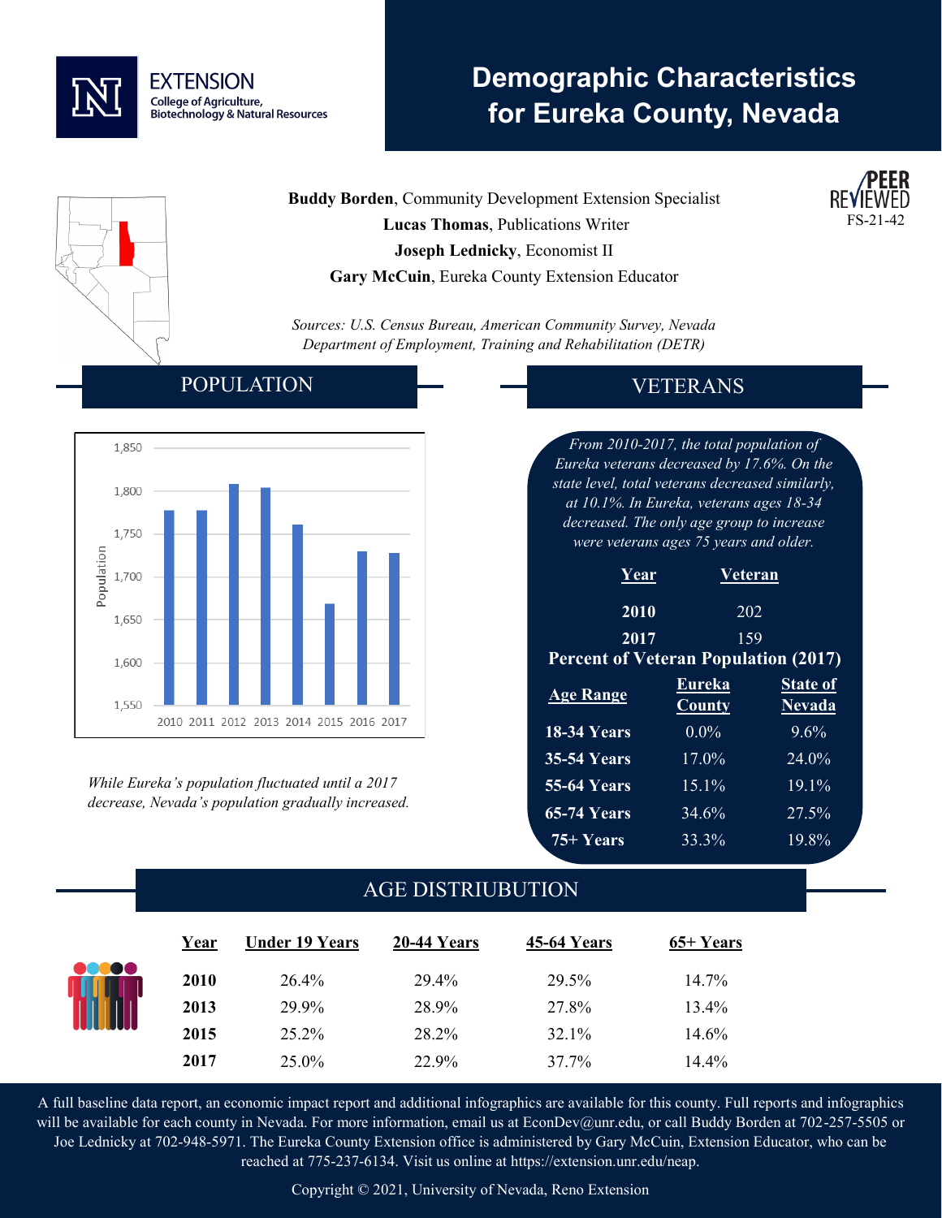# Demographic Characteristics for Eureka County, Nevada

EXTENSION
College of Agriculture, Biotechnology & Natural Resources

PEER REVIEWED
FS-21-42

**Buddy Borden**, Community Development Extension Specialist
**Lucas Thomas**, Publications Writer
**Joseph Lednicky**, Economist II
**Gary McCuin**, Eureka County Extension Educator

*Sources: U.S. Census Bureau, American Community Survey, Nevada Department of Employment, Training and Rehabilitation (DETR)*

## POPULATION

| Year | Population (approx.) |
|---|---|
| 2010 | 1,778 |
| 2011 | 1,778 |
| 2012 | 1,809 |
| 2013 | 1,805 |
| 2014 | 1,761 |
| 2015 | 1,669 |
| 2016 | 1,730 |
| 2017 | 1,728 |

*While Eureka's population fluctuated until a 2017 decrease, Nevada's population gradually increased.*

## VETERANS

*From 2010-2017, the total population of Eureka veterans decreased by 17.6%. On the state level, total veterans decreased similarly, at 10.1%. In Eureka, veterans ages 18-34 decreased. The only age group to increase were veterans ages 75 years and older.*

| Year | Veteran |
|---|---|
| **2010** | 202 |
| **2017** | 159 |

**Percent of Veteran Population (2017)**

| Age Range | Eureka County | State of Nevada |
|---|---|---|
| **18-34 Years** | 0.0% | 9.6% |
| **35-54 Years** | 17.0% | 24.0% |
| **55-64 Years** | 15.1% | 19.1% |
| **65-74 Years** | 34.6% | 27.5% |
| **75+ Years** | 33.3% | 19.8% |

## AGE DISTRIUBUTION

| Year | Under 19 Years | 20-44 Years | 45-64 Years | 65+ Years |
|---|---|---|---|---|
| **2010** | 26.4% | 29.4% | 29.5% | 14.7% |
| **2013** | 29.9% | 28.9% | 27.8% | 13.4% |
| **2015** | 25.2% | 28.2% | 32.1% | 14.6% |
| **2017** | 25.0% | 22.9% | 37.7% | 14.4% |

A full baseline data report, an economic impact report and additional infographics are available for this county. Full reports and infographics will be available for each county in Nevada. For more information, email us at EconDev@unr.edu, or call Buddy Borden at 702-257-5505 or Joe Lednicky at 702-948-5971. The Eureka County Extension office is administered by Gary McCuin, Extension Educator, who can be reached at 775-237-6134. Visit us online at https://extension.unr.edu/neap.

Copyright © 2021, University of Nevada, Reno Extension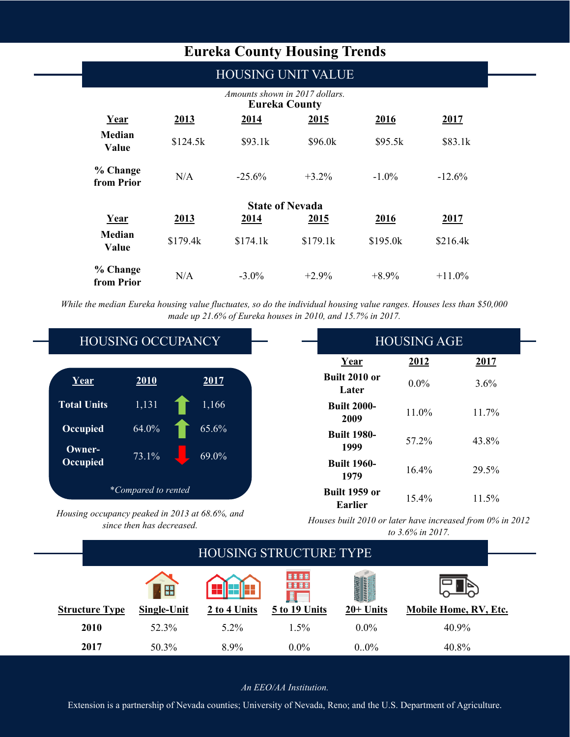# Eureka County Housing Trends

## HOUSING UNIT VALUE

*Amounts shown in 2017 dollars.*

**Eureka County**

| Year | 2013 | 2014 | 2015 | 2016 | 2017 |
|---|---|---|---|---|---|
| Median Value | $124.5k | $93.1k | $96.0k | $95.5k | $83.1k |
| % Change from Prior | N/A | -25.6% | +3.2% | -1.0% | -12.6% |

**State of Nevada**

| Year | 2013 | 2014 | 2015 | 2016 | 2017 |
|---|---|---|---|---|---|
| Median Value | $179.4k | $174.1k | $179.1k | $195.0k | $216.4k |
| % Change from Prior | N/A | -3.0% | +2.9% | +8.9% | +11.0% |

*While the median Eureka housing value fluctuates, so do the individual housing value ranges. Houses less than $50,000 made up 21.6% of Eureka houses in 2010, and 15.7% in 2017.*

## HOUSING OCCUPANCY

| Year | 2010 | | 2017 |
|---|---|---|---|
| Total Units | 1,131 | ↑ | 1,166 |
| Occupied | 64.0% | ↑ | 65.6% |
| Owner-Occupied | 73.1% | ↓ | 69.0% |

*Compared to rented

*Housing occupancy peaked in 2013 at 68.6%, and since then has decreased.*

## HOUSING AGE

| Year | 2012 | 2017 |
|---|---|---|
| Built 2010 or Later | 0.0% | 3.6% |
| Built 2000-2009 | 11.0% | 11.7% |
| Built 1980-1999 | 57.2% | 43.8% |
| Built 1960-1979 | 16.4% | 29.5% |
| Built 1959 or Earlier | 15.4% | 11.5% |

*Houses built 2010 or later have increased from 0% in 2012 to 3.6% in 2017.*

## HOUSING STRUCTURE TYPE

| Structure Type | Single-Unit | 2 to 4 Units | 5 to 19 Units | 20+ Units | Mobile Home, RV, Etc. |
|---|---|---|---|---|---|
| 2010 | 52.3% | 5.2% | 1.5% | 0.0% | 40.9% |
| 2017 | 50.3% | 8.9% | 0.0% | 0..0% | 40.8% |

*An EEO/AA Institution.*

Extension is a partnership of Nevada counties; University of Nevada, Reno; and the U.S. Department of Agriculture.